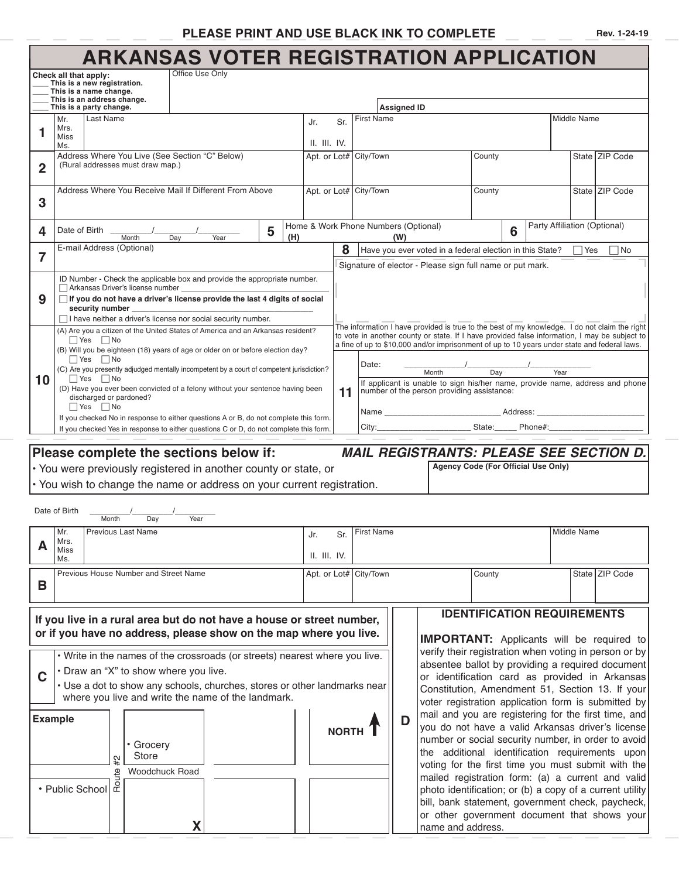**PLEASE PRINT AND USE BLACK INK TO COMPLETE**

Rev. 1-24-19

# ARKANSAS VOTER REGISTRATION APPLICATION

Check all that apply:
____ This is a new registration.
____ This is a name change.
____ This is an address change.
____ This is a party change.

Office Use Only

Assigned ID

| | | | | |
|---|---|---|---|---|
| **1** | Mr. Mrs. Miss Ms. Last Name | Jr. Sr. II. III. IV. | First Name | Middle Name |

| | | | | | | |
|---|---|---|---|---|---|---|
| **2** | Address Where You Live (See Section "C" Below) (Rural addresses must draw map.) | Apt. or Lot# | City/Town | County | State | ZIP Code |
| **3** | Address Where You Receive Mail If Different From Above | Apt. or Lot# | City/Town | County | State | ZIP Code |

**4** Date of Birth ________/________/________ (Month Day Year)

**5** Home & Work Phone Numbers (Optional) (H) (W)

**6** Party Affiliation (Optional)

**7** E-mail Address (Optional)

**8** Have you ever voted in a federal election in this State? ☐ Yes ☐ No

Signature of elector - Please sign full name or put mark.

**9** ID Number - Check the applicable box and provide the appropriate number.
☐ Arkansas Driver's license number ________________
☐ **If you do not have a driver's license provide the last 4 digits of social security number** ________________
☐ I have neither a driver's license nor social security number.

**10**
(A) Are you a citizen of the United States of America and an Arkansas resident? ☐ Yes ☐ No
(B) Will you be eighteen (18) years of age or older on or before election day? ☐ Yes ☐ No
(C) Are you presently adjudged mentally incompetent by a court of competent jurisdiction? ☐ Yes ☐ No
(D) Have you ever been convicted of a felony without your sentence having been discharged or pardoned? ☐ Yes ☐ No

If you checked No in response to either questions A or B, do not complete this form.
If you checked Yes in response to either questions C or D, do not complete this form.

The information I have provided is true to the best of my knowledge. I do not claim the right to vote in another county or state. If I have provided false information, I may be subject to a fine of up to $10,000 and/or imprisonment of up to 10 years under state and federal laws.

Date: ____________/____________/____________ (Month Day Year)

**11** If applicant is unable to sign his/her name, provide name, address and phone number of the person providing assistance:

Name ________________________ Address: ________________________

City: ____________________ State: _____ Phone#: ____________________

## Please complete the sections below if:

- You were previously registered in another county or state, or
- You wish to change the name or address on your current registration.

***MAIL REGISTRANTS: PLEASE SEE SECTION D.***

Agency Code (For Official Use Only)

Date of Birth ________/________/________ (Month Day Year)

| | | | | |
|---|---|---|---|---|
| **A** | Mr. Mrs. Miss Ms. Previous Last Name | Jr. Sr. II. III. IV. | First Name | Middle Name |

| | | | | | | |
|---|---|---|---|---|---|---|
| **B** | Previous House Number and Street Name | Apt. or Lot# | City/Town | County | State | ZIP Code |

**If you live in a rural area but do not have a house or street number, or if you have no address, please show on the map where you live.**

**C**
- Write in the names of the crossroads (or streets) nearest where you live.
- Draw an "X" to show where you live.
- Use a dot to show any schools, churches, stores or other landmarks near where you live and write the name of the landmark.

**Example**

• Grocery Store
Route #2
Woodchuck Road
• Public School
X

NORTH

**D**

### IDENTIFICATION REQUIREMENTS

**IMPORTANT:** Applicants will be required to verify their registration when voting in person or by absentee ballot by providing a required document or identification card as provided in Arkansas Constitution, Amendment 51, Section 13. If your voter registration application form is submitted by mail and you are registering for the first time, and you do not have a valid Arkansas driver's license number or social security number, in order to avoid the additional identification requirements upon voting for the first time you must submit with the mailed registration form: (a) a current and valid photo identification; or (b) a copy of a current utility bill, bank statement, government check, paycheck, or other government document that shows your name and address.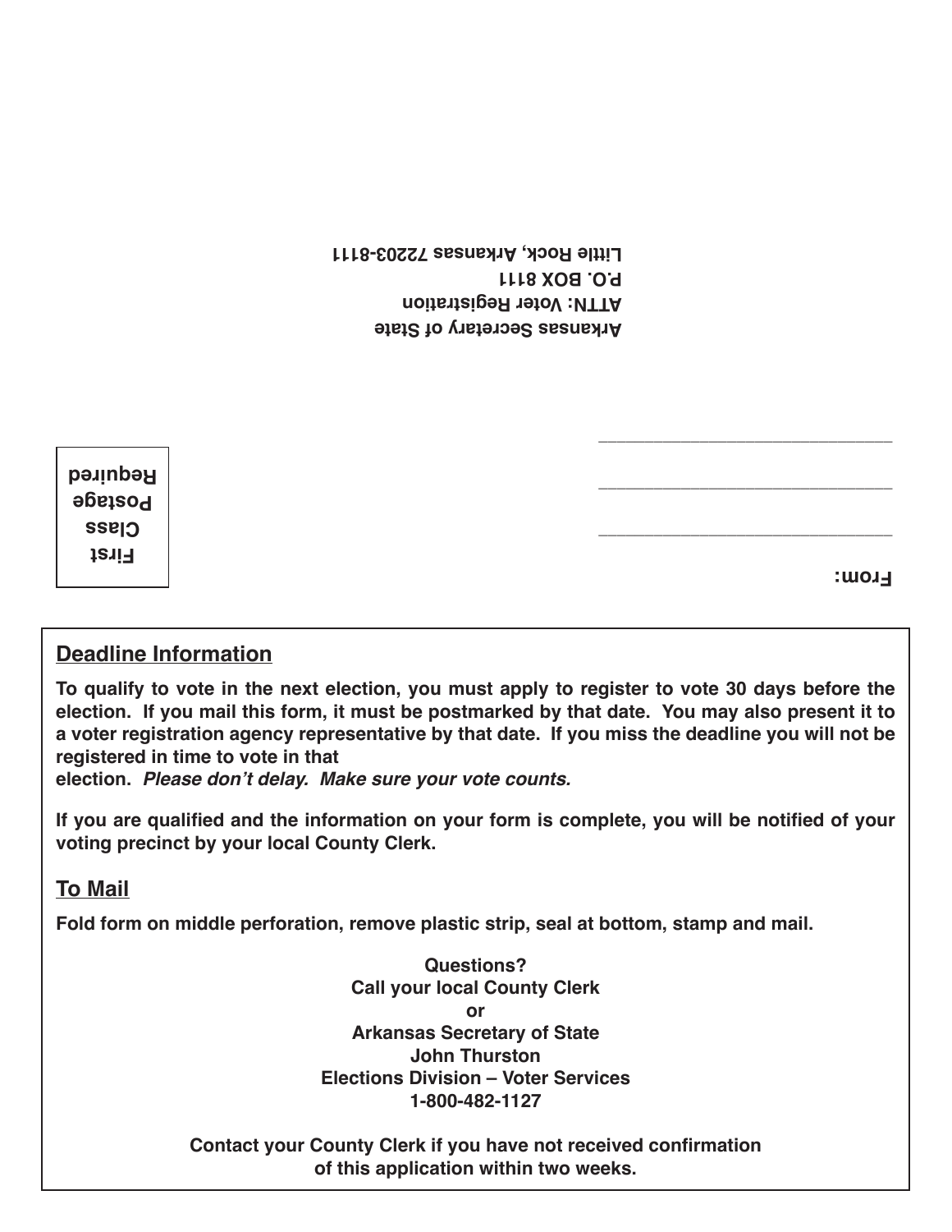Arkansas Secretary of State
ATTN: Voter Registration
P.O. BOX 8111
Little Rock, Arkansas 72203-8111

From:

\_\_\_\_\_\_\_\_\_\_\_\_\_\_\_\_\_\_\_\_\_\_\_\_\_\_\_\_\_\_

\_\_\_\_\_\_\_\_\_\_\_\_\_\_\_\_\_\_\_\_\_\_\_\_\_\_\_\_\_\_

\_\_\_\_\_\_\_\_\_\_\_\_\_\_\_\_\_\_\_\_\_\_\_\_\_\_\_\_\_\_

First
Class
Postage
Required

## Deadline Information

**To qualify to vote in the next election, you must apply to register to vote 30 days before the election. If you mail this form, it must be postmarked by that date. You may also present it to a voter registration agency representative by that date. If you miss the deadline you will not be registered in time to vote in that election.** ***Please don't delay. Make sure your vote counts.***

**If you are qualified and the information on your form is complete, you will be notified of your voting precinct by your local County Clerk.**

## To Mail

**Fold form on middle perforation, remove plastic strip, seal at bottom, stamp and mail.**

**Questions?**
**Call your local County Clerk**
**or**
**Arkansas Secretary of State**
**John Thurston**
**Elections Division – Voter Services**
**1-800-482-1127**

**Contact your County Clerk if you have not received confirmation of this application within two weeks.**